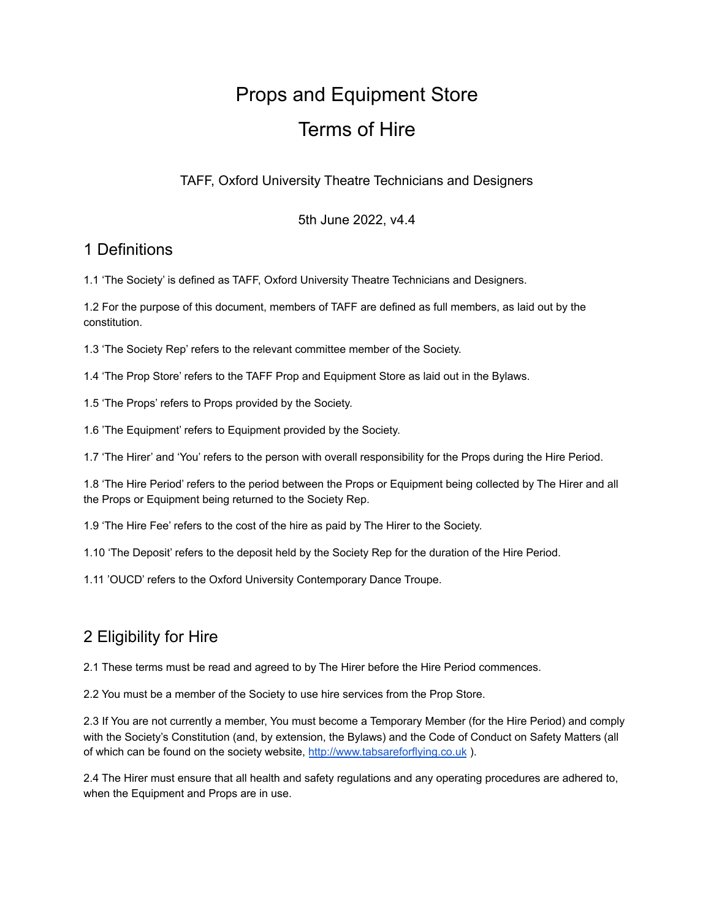# Props and Equipment Store

# Terms of Hire

TAFF, Oxford University Theatre Technicians and Designers

5th June 2022, v4.4

## 1 Definitions

1.1 'The Society' is defined as TAFF, Oxford University Theatre Technicians and Designers.

1.2 For the purpose of this document, members of TAFF are defined as full members, as laid out by the constitution.

1.3 'The Society Rep' refers to the relevant committee member of the Society.

1.4 'The Prop Store' refers to the TAFF Prop and Equipment Store as laid out in the Bylaws.

1.5 'The Props' refers to Props provided by the Society.

1.6 'The Equipment' refers to Equipment provided by the Society.

1.7 'The Hirer' and 'You' refers to the person with overall responsibility for the Props during the Hire Period.

1.8 'The Hire Period' refers to the period between the Props or Equipment being collected by The Hirer and all the Props or Equipment being returned to the Society Rep.

1.9 'The Hire Fee' refers to the cost of the hire as paid by The Hirer to the Society.

1.10 'The Deposit' refers to the deposit held by the Society Rep for the duration of the Hire Period.

1.11 'OUCD' refers to the Oxford University Contemporary Dance Troupe.

## 2 Eligibility for Hire

2.1 These terms must be read and agreed to by The Hirer before the Hire Period commences.

2.2 You must be a member of the Society to use hire services from the Prop Store.

2.3 If You are not currently a member, You must become a Temporary Member (for the Hire Period) and comply with the Society's Constitution (and, by extension, the Bylaws) and the Code of Conduct on Safety Matters (all of which can be found on the society website, [http://www.tabsareforflying.co.uk](http://www.tabsareforflying.co.uk) ).

2.4 The Hirer must ensure that all health and safety regulations and any operating procedures are adhered to, when the Equipment and Props are in use.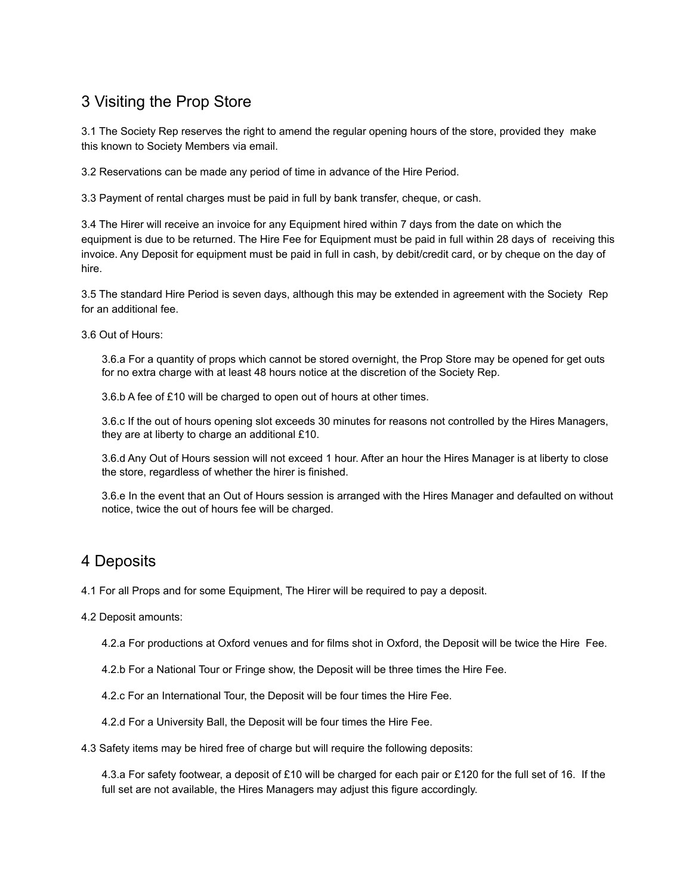## 3 Visiting the Prop Store

3.1 The Society Rep reserves the right to amend the regular opening hours of the store, provided they make this known to Society Members via email.

3.2 Reservations can be made any period of time in advance of the Hire Period.

3.3 Payment of rental charges must be paid in full by bank transfer, cheque, or cash.

3.4 The Hirer will receive an invoice for any Equipment hired within 7 days from the date on which the equipment is due to be returned. The Hire Fee for Equipment must be paid in full within 28 days of receiving this invoice. Any Deposit for equipment must be paid in full in cash, by debit/credit card, or by cheque on the day of hire.

3.5 The standard Hire Period is seven days, although this may be extended in agreement with the Society Rep for an additional fee.

3.6 Out of Hours:

> 3.6.a For a quantity of props which cannot be stored overnight, the Prop Store may be opened for get outs for no extra charge with at least 48 hours notice at the discretion of the Society Rep.
>
> 3.6.b A fee of £10 will be charged to open out of hours at other times.
>
> 3.6.c If the out of hours opening slot exceeds 30 minutes for reasons not controlled by the Hires Managers, they are at liberty to charge an additional £10.
>
> 3.6.d Any Out of Hours session will not exceed 1 hour. After an hour the Hires Manager is at liberty to close the store, regardless of whether the hirer is finished.
>
> 3.6.e In the event that an Out of Hours session is arranged with the Hires Manager and defaulted on without notice, twice the out of hours fee will be charged.

## 4 Deposits

4.1 For all Props and for some Equipment, The Hirer will be required to pay a deposit.

4.2 Deposit amounts:

> 4.2.a For productions at Oxford venues and for films shot in Oxford, the Deposit will be twice the Hire Fee.
>
> 4.2.b For a National Tour or Fringe show, the Deposit will be three times the Hire Fee.
>
> 4.2.c For an International Tour, the Deposit will be four times the Hire Fee.
>
> 4.2.d For a University Ball, the Deposit will be four times the Hire Fee.

4.3 Safety items may be hired free of charge but will require the following deposits:

> 4.3.a For safety footwear, a deposit of £10 will be charged for each pair or £120 for the full set of 16. If the full set are not available, the Hires Managers may adjust this figure accordingly.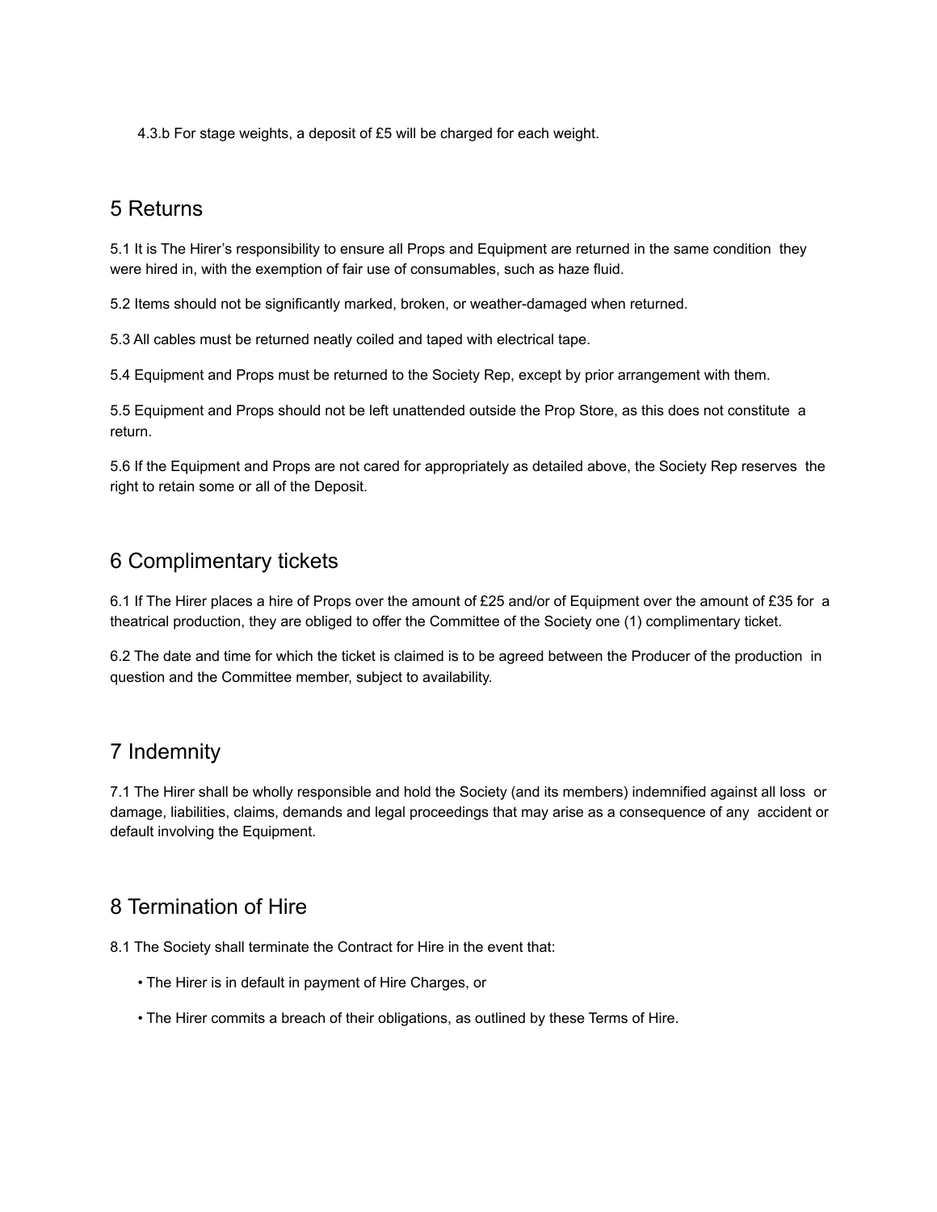4.3.b For stage weights, a deposit of £5 will be charged for each weight.

## 5 Returns

5.1 It is The Hirer's responsibility to ensure all Props and Equipment are returned in the same condition they were hired in, with the exemption of fair use of consumables, such as haze fluid.

5.2 Items should not be significantly marked, broken, or weather-damaged when returned.

5.3 All cables must be returned neatly coiled and taped with electrical tape.

5.4 Equipment and Props must be returned to the Society Rep, except by prior arrangement with them.

5.5 Equipment and Props should not be left unattended outside the Prop Store, as this does not constitute a return.

5.6 If the Equipment and Props are not cared for appropriately as detailed above, the Society Rep reserves the right to retain some or all of the Deposit.

## 6 Complimentary tickets

6.1 If The Hirer places a hire of Props over the amount of £25 and/or of Equipment over the amount of £35 for a theatrical production, they are obliged to offer the Committee of the Society one (1) complimentary ticket.

6.2 The date and time for which the ticket is claimed is to be agreed between the Producer of the production in question and the Committee member, subject to availability.

## 7 Indemnity

7.1 The Hirer shall be wholly responsible and hold the Society (and its members) indemnified against all loss or damage, liabilities, claims, demands and legal proceedings that may arise as a consequence of any accident or default involving the Equipment.

## 8 Termination of Hire

8.1 The Society shall terminate the Contract for Hire in the event that:

- The Hirer is in default in payment of Hire Charges, or
- The Hirer commits a breach of their obligations, as outlined by these Terms of Hire.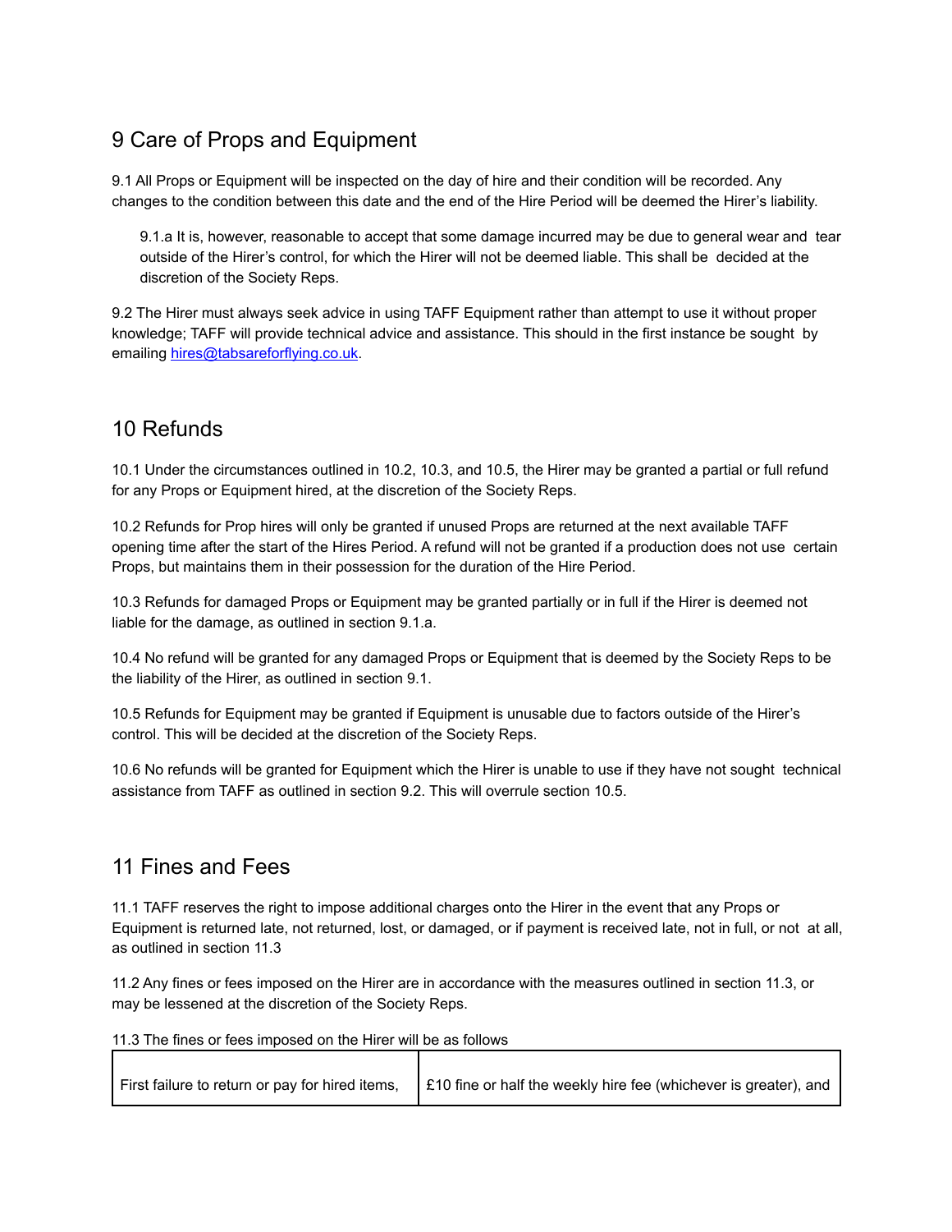## 9 Care of Props and Equipment

9.1 All Props or Equipment will be inspected on the day of hire and their condition will be recorded. Any changes to the condition between this date and the end of the Hire Period will be deemed the Hirer's liability.

> 9.1.a It is, however, reasonable to accept that some damage incurred may be due to general wear and tear outside of the Hirer's control, for which the Hirer will not be deemed liable. This shall be decided at the discretion of the Society Reps.

9.2 The Hirer must always seek advice in using TAFF Equipment rather than attempt to use it without proper knowledge; TAFF will provide technical advice and assistance. This should in the first instance be sought by emailing [hires@tabsareforflying.co.uk](mailto:hires@tabsareforflying.co.uk).

## 10 Refunds

10.1 Under the circumstances outlined in 10.2, 10.3, and 10.5, the Hirer may be granted a partial or full refund for any Props or Equipment hired, at the discretion of the Society Reps.

10.2 Refunds for Prop hires will only be granted if unused Props are returned at the next available TAFF opening time after the start of the Hires Period. A refund will not be granted if a production does not use certain Props, but maintains them in their possession for the duration of the Hire Period.

10.3 Refunds for damaged Props or Equipment may be granted partially or in full if the Hirer is deemed not liable for the damage, as outlined in section 9.1.a.

10.4 No refund will be granted for any damaged Props or Equipment that is deemed by the Society Reps to be the liability of the Hirer, as outlined in section 9.1.

10.5 Refunds for Equipment may be granted if Equipment is unusable due to factors outside of the Hirer's control. This will be decided at the discretion of the Society Reps.

10.6 No refunds will be granted for Equipment which the Hirer is unable to use if they have not sought technical assistance from TAFF as outlined in section 9.2. This will overrule section 10.5.

## 11 Fines and Fees

11.1 TAFF reserves the right to impose additional charges onto the Hirer in the event that any Props or Equipment is returned late, not returned, lost, or damaged, or if payment is received late, not in full, or not at all, as outlined in section 11.3

11.2 Any fines or fees imposed on the Hirer are in accordance with the measures outlined in section 11.3, or may be lessened at the discretion of the Society Reps.

11.3 The fines or fees imposed on the Hirer will be as follows

| | |
|---|---|
| First failure to return or pay for hired items, | £10 fine or half the weekly hire fee (whichever is greater), and |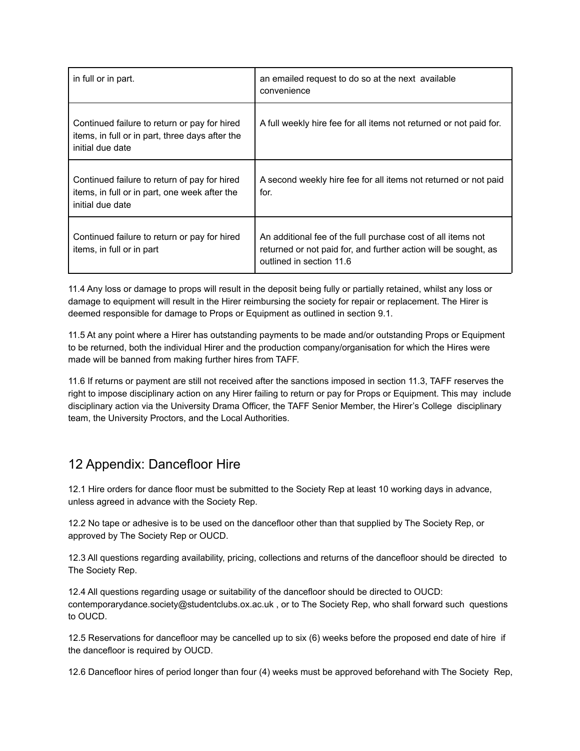| in full or in part. | an emailed request to do so at the next available convenience |
|---|---|
| Continued failure to return or pay for hired items, in full or in part, three days after the initial due date | A full weekly hire fee for all items not returned or not paid for. |
| Continued failure to return of pay for hired items, in full or in part, one week after the initial due date | A second weekly hire fee for all items not returned or not paid for. |
| Continued failure to return or pay for hired items, in full or in part | An additional fee of the full purchase cost of all items not returned or not paid for, and further action will be sought, as outlined in section 11.6 |

11.4 Any loss or damage to props will result in the deposit being fully or partially retained, whilst any loss or damage to equipment will result in the Hirer reimbursing the society for repair or replacement. The Hirer is deemed responsible for damage to Props or Equipment as outlined in section 9.1.

11.5 At any point where a Hirer has outstanding payments to be made and/or outstanding Props or Equipment to be returned, both the individual Hirer and the production company/organisation for which the Hires were made will be banned from making further hires from TAFF.

11.6 If returns or payment are still not received after the sanctions imposed in section 11.3, TAFF reserves the right to impose disciplinary action on any Hirer failing to return or pay for Props or Equipment. This may include disciplinary action via the University Drama Officer, the TAFF Senior Member, the Hirer's College disciplinary team, the University Proctors, and the Local Authorities.

## 12 Appendix: Dancefloor Hire

12.1 Hire orders for dance floor must be submitted to the Society Rep at least 10 working days in advance, unless agreed in advance with the Society Rep.

12.2 No tape or adhesive is to be used on the dancefloor other than that supplied by The Society Rep, or approved by The Society Rep or OUCD.

12.3 All questions regarding availability, pricing, collections and returns of the dancefloor should be directed to The Society Rep.

12.4 All questions regarding usage or suitability of the dancefloor should be directed to OUCD: contemporarydance.society@studentclubs.ox.ac.uk , or to The Society Rep, who shall forward such questions to OUCD.

12.5 Reservations for dancefloor may be cancelled up to six (6) weeks before the proposed end date of hire if the dancefloor is required by OUCD.

12.6 Dancefloor hires of period longer than four (4) weeks must be approved beforehand with The Society Rep,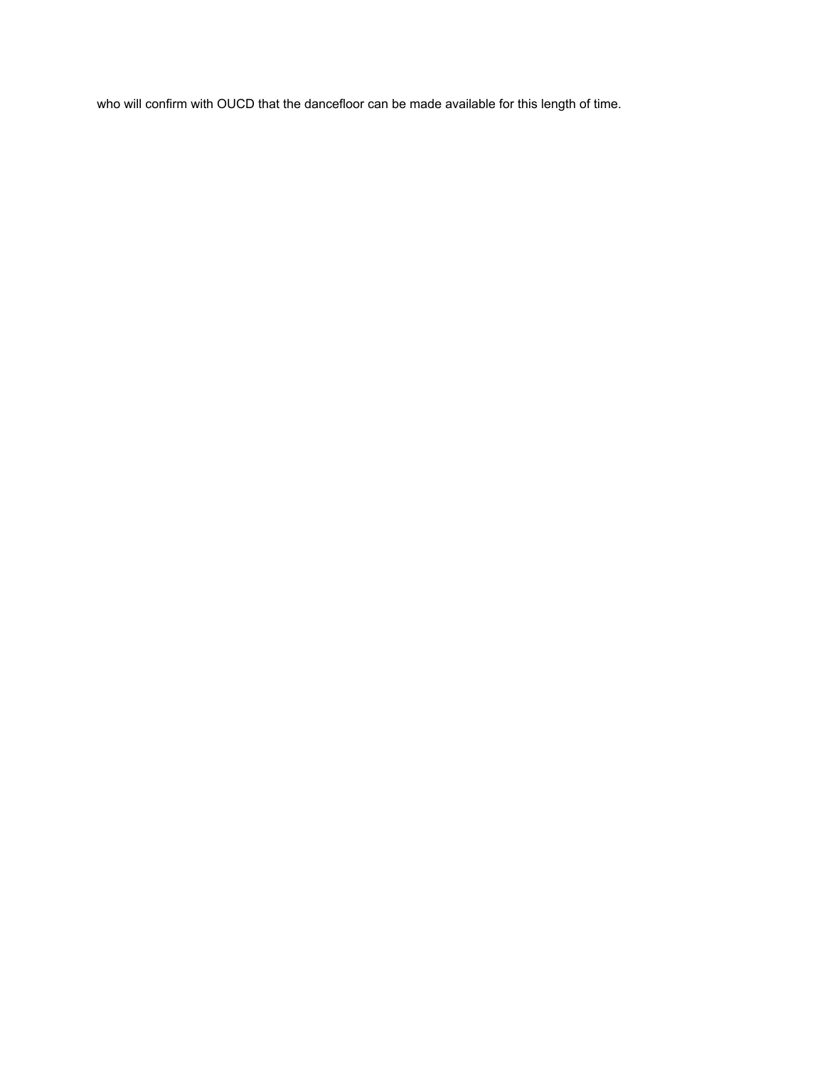who will confirm with OUCD that the dancefloor can be made available for this length of time.